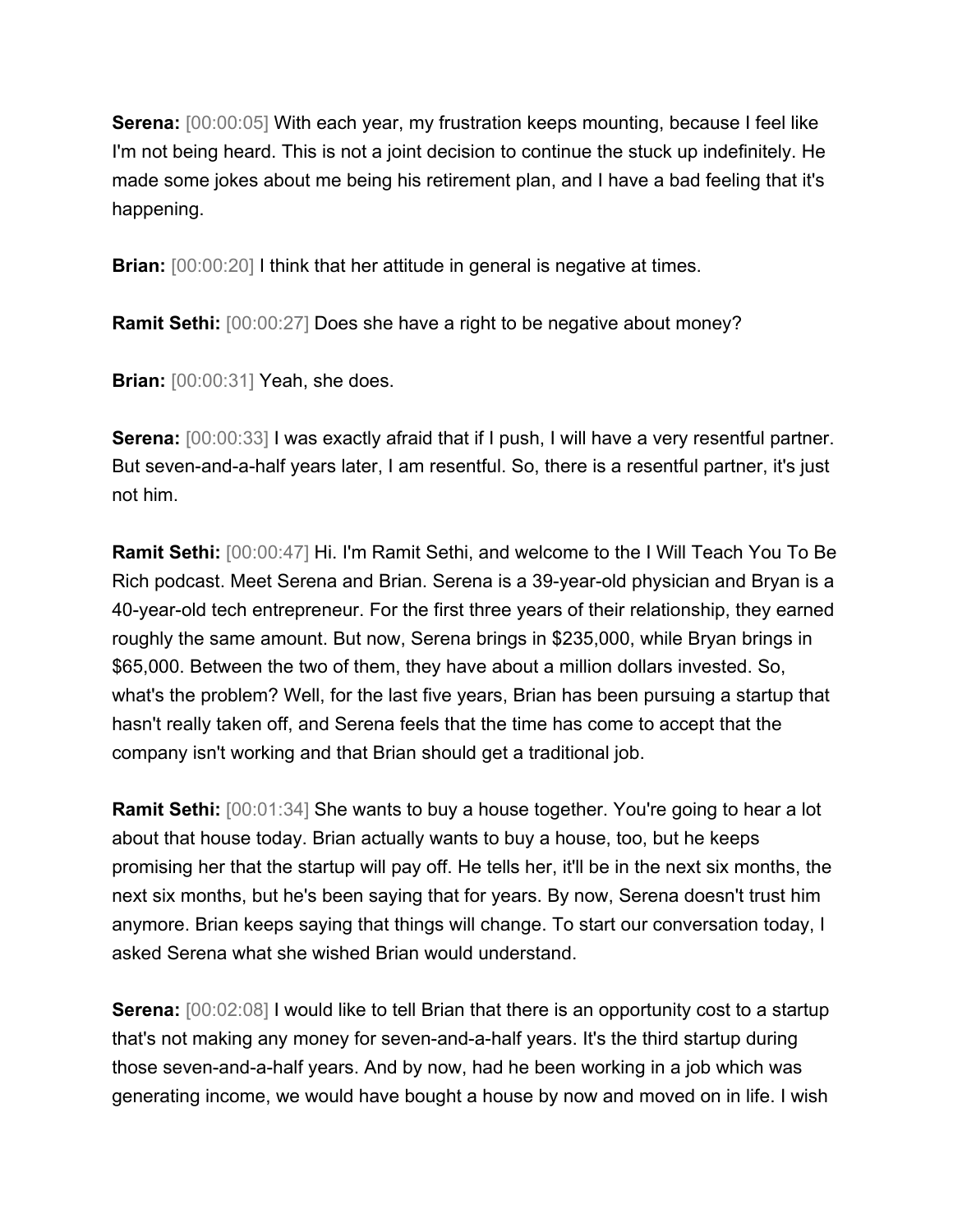**Serena:** [00:00:05] With each year, my frustration keeps mounting, because I feel like I'm not being heard. This is not a joint decision to continue the stuck up indefinitely. He made some jokes about me being his retirement plan, and I have a bad feeling that it's happening.

**Brian:** [00:00:20] I think that her attitude in general is negative at times.

**Ramit Sethi:** [00:00:27] Does she have a right to be negative about money?

**Brian:** [00:00:31] Yeah, she does.

**Serena:** [00:00:33] I was exactly afraid that if I push, I will have a very resentful partner. But seven-and-a-half years later, I am resentful. So, there is a resentful partner, it's just not him.

**Ramit Sethi:** [00:00:47] Hi. I'm Ramit Sethi, and welcome to the I Will Teach You To Be Rich podcast. Meet Serena and Brian. Serena is a 39-year-old physician and Bryan is a 40-year-old tech entrepreneur. For the first three years of their relationship, they earned roughly the same amount. But now, Serena brings in $235,000, while Bryan brings in $65,000. Between the two of them, they have about a million dollars invested. So, what's the problem? Well, for the last five years, Brian has been pursuing a startup that hasn't really taken off, and Serena feels that the time has come to accept that the company isn't working and that Brian should get a traditional job.

**Ramit Sethi:** [00:01:34] She wants to buy a house together. You're going to hear a lot about that house today. Brian actually wants to buy a house, too, but he keeps promising her that the startup will pay off. He tells her, it'll be in the next six months, the next six months, but he's been saying that for years. By now, Serena doesn't trust him anymore. Brian keeps saying that things will change. To start our conversation today, I asked Serena what she wished Brian would understand.

**Serena:** [00:02:08] I would like to tell Brian that there is an opportunity cost to a startup that's not making any money for seven-and-a-half years. It's the third startup during those seven-and-a-half years. And by now, had he been working in a job which was generating income, we would have bought a house by now and moved on in life. I wish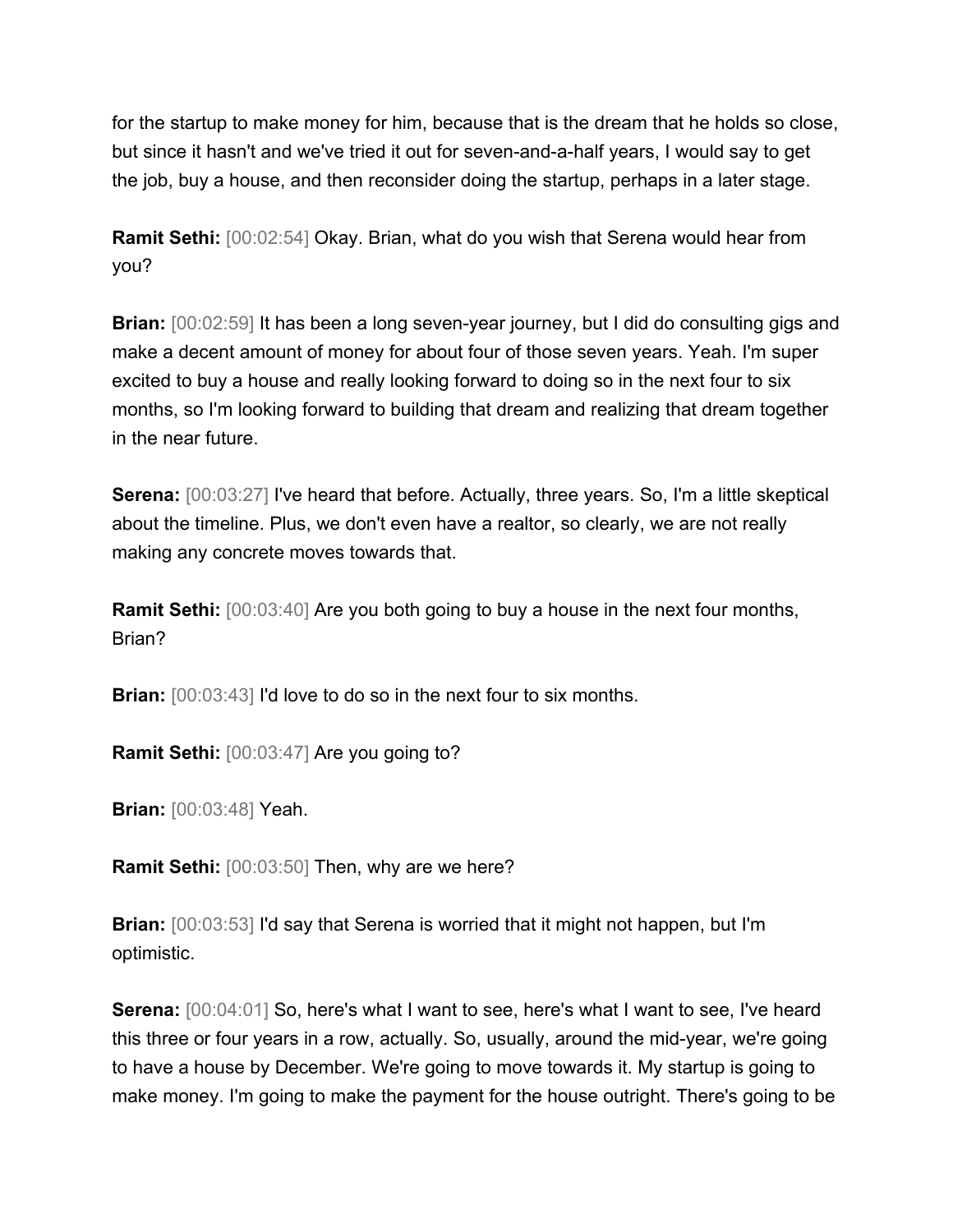for the startup to make money for him, because that is the dream that he holds so close, but since it hasn't and we've tried it out for seven-and-a-half years, I would say to get the job, buy a house, and then reconsider doing the startup, perhaps in a later stage.

**Ramit Sethi:** [00:02:54] Okay. Brian, what do you wish that Serena would hear from you?

**Brian:** [00:02:59] It has been a long seven-year journey, but I did do consulting gigs and make a decent amount of money for about four of those seven years. Yeah. I'm super excited to buy a house and really looking forward to doing so in the next four to six months, so I'm looking forward to building that dream and realizing that dream together in the near future.

**Serena:** [00:03:27] I've heard that before. Actually, three years. So, I'm a little skeptical about the timeline. Plus, we don't even have a realtor, so clearly, we are not really making any concrete moves towards that.

**Ramit Sethi:** [00:03:40] Are you both going to buy a house in the next four months, Brian?

**Brian:** [00:03:43] I'd love to do so in the next four to six months.

**Ramit Sethi:** [00:03:47] Are you going to?

**Brian:** [00:03:48] Yeah.

**Ramit Sethi:** [00:03:50] Then, why are we here?

**Brian:** [00:03:53] I'd say that Serena is worried that it might not happen, but I'm optimistic.

**Serena:** [00:04:01] So, here's what I want to see, here's what I want to see, I've heard this three or four years in a row, actually. So, usually, around the mid-year, we're going to have a house by December. We're going to move towards it. My startup is going to make money. I'm going to make the payment for the house outright. There's going to be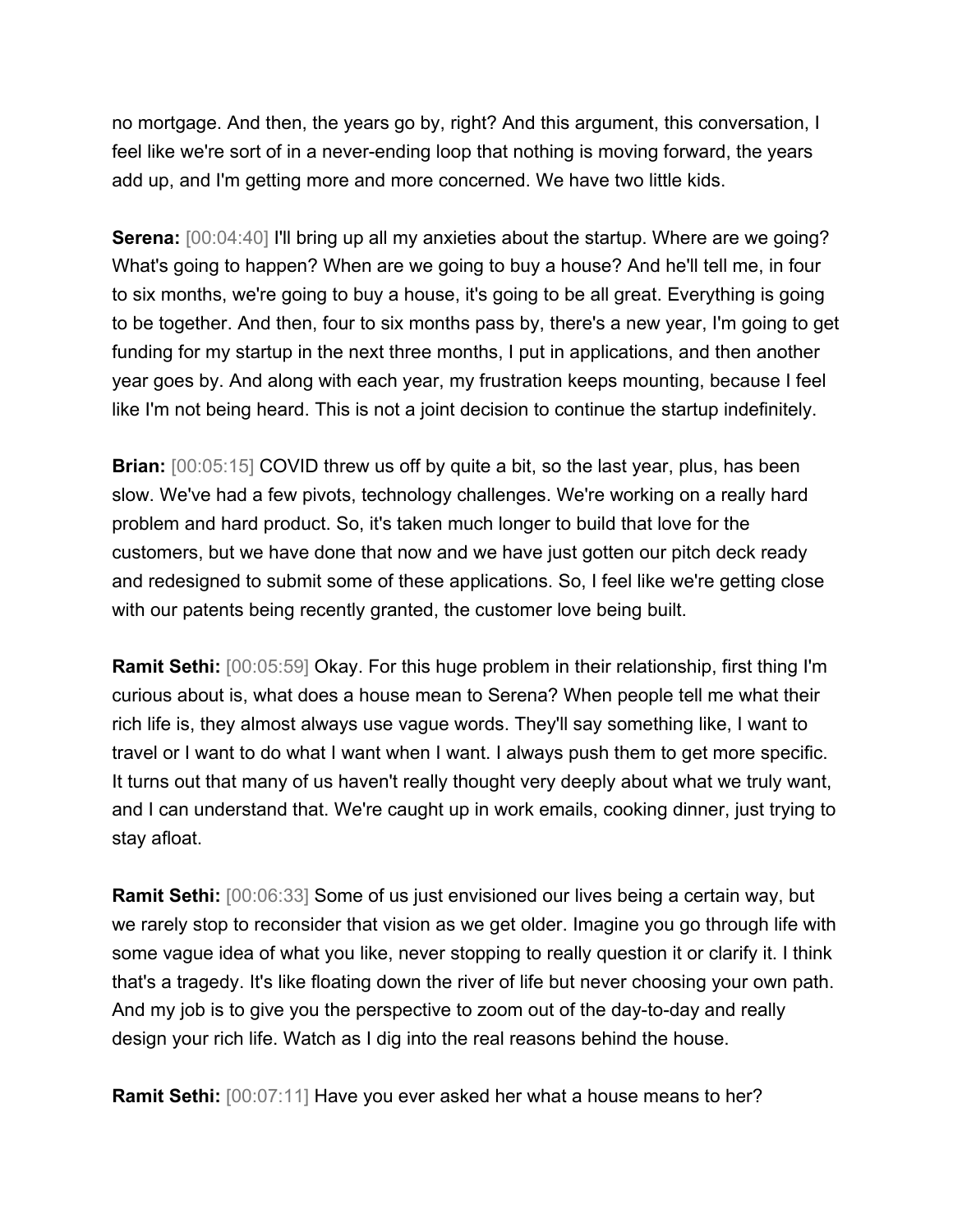no mortgage. And then, the years go by, right? And this argument, this conversation, I feel like we're sort of in a never-ending loop that nothing is moving forward, the years add up, and I'm getting more and more concerned. We have two little kids.

**Serena:** [00:04:40] I'll bring up all my anxieties about the startup. Where are we going? What's going to happen? When are we going to buy a house? And he'll tell me, in four to six months, we're going to buy a house, it's going to be all great. Everything is going to be together. And then, four to six months pass by, there's a new year, I'm going to get funding for my startup in the next three months, I put in applications, and then another year goes by. And along with each year, my frustration keeps mounting, because I feel like I'm not being heard. This is not a joint decision to continue the startup indefinitely.

**Brian:** [00:05:15] COVID threw us off by quite a bit, so the last year, plus, has been slow. We've had a few pivots, technology challenges. We're working on a really hard problem and hard product. So, it's taken much longer to build that love for the customers, but we have done that now and we have just gotten our pitch deck ready and redesigned to submit some of these applications. So, I feel like we're getting close with our patents being recently granted, the customer love being built.

**Ramit Sethi:** [00:05:59] Okay. For this huge problem in their relationship, first thing I'm curious about is, what does a house mean to Serena? When people tell me what their rich life is, they almost always use vague words. They'll say something like, I want to travel or I want to do what I want when I want. I always push them to get more specific. It turns out that many of us haven't really thought very deeply about what we truly want, and I can understand that. We're caught up in work emails, cooking dinner, just trying to stay afloat.

**Ramit Sethi:** [00:06:33] Some of us just envisioned our lives being a certain way, but we rarely stop to reconsider that vision as we get older. Imagine you go through life with some vague idea of what you like, never stopping to really question it or clarify it. I think that's a tragedy. It's like floating down the river of life but never choosing your own path. And my job is to give you the perspective to zoom out of the day-to-day and really design your rich life. Watch as I dig into the real reasons behind the house.

**Ramit Sethi:** [00:07:11] Have you ever asked her what a house means to her?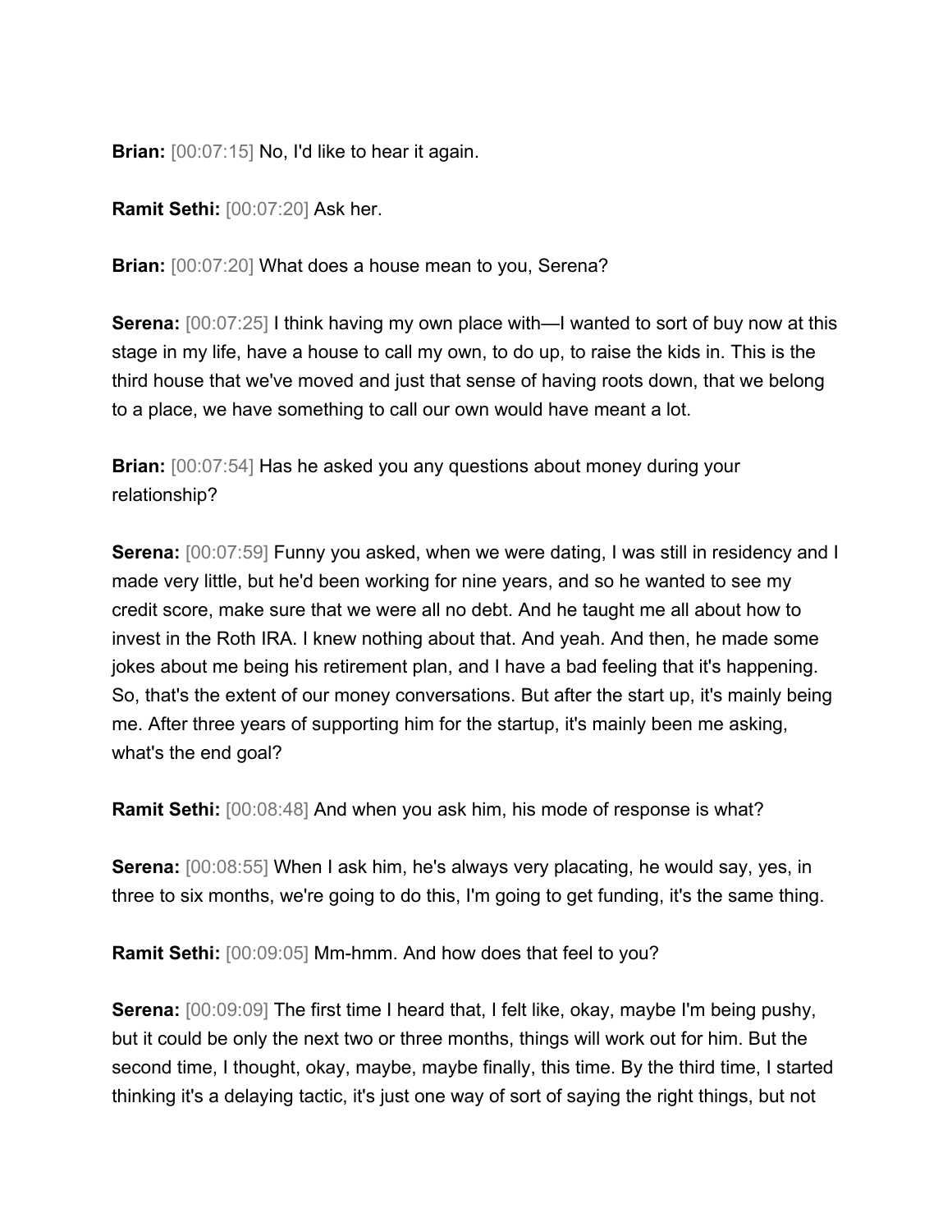**Brian:** [00:07:15] No, I'd like to hear it again.

**Ramit Sethi:** [00:07:20] Ask her.

**Brian:** [00:07:20] What does a house mean to you, Serena?

**Serena:** [00:07:25] I think having my own place with—I wanted to sort of buy now at this stage in my life, have a house to call my own, to do up, to raise the kids in. This is the third house that we've moved and just that sense of having roots down, that we belong to a place, we have something to call our own would have meant a lot.

**Brian:** [00:07:54] Has he asked you any questions about money during your relationship?

**Serena:** [00:07:59] Funny you asked, when we were dating, I was still in residency and I made very little, but he'd been working for nine years, and so he wanted to see my credit score, make sure that we were all no debt. And he taught me all about how to invest in the Roth IRA. I knew nothing about that. And yeah. And then, he made some jokes about me being his retirement plan, and I have a bad feeling that it's happening. So, that's the extent of our money conversations. But after the start up, it's mainly being me. After three years of supporting him for the startup, it's mainly been me asking, what's the end goal?

**Ramit Sethi:** [00:08:48] And when you ask him, his mode of response is what?

**Serena:** [00:08:55] When I ask him, he's always very placating, he would say, yes, in three to six months, we're going to do this, I'm going to get funding, it's the same thing.

**Ramit Sethi:** [00:09:05] Mm-hmm. And how does that feel to you?

**Serena:** [00:09:09] The first time I heard that, I felt like, okay, maybe I'm being pushy, but it could be only the next two or three months, things will work out for him. But the second time, I thought, okay, maybe, maybe finally, this time. By the third time, I started thinking it's a delaying tactic, it's just one way of sort of saying the right things, but not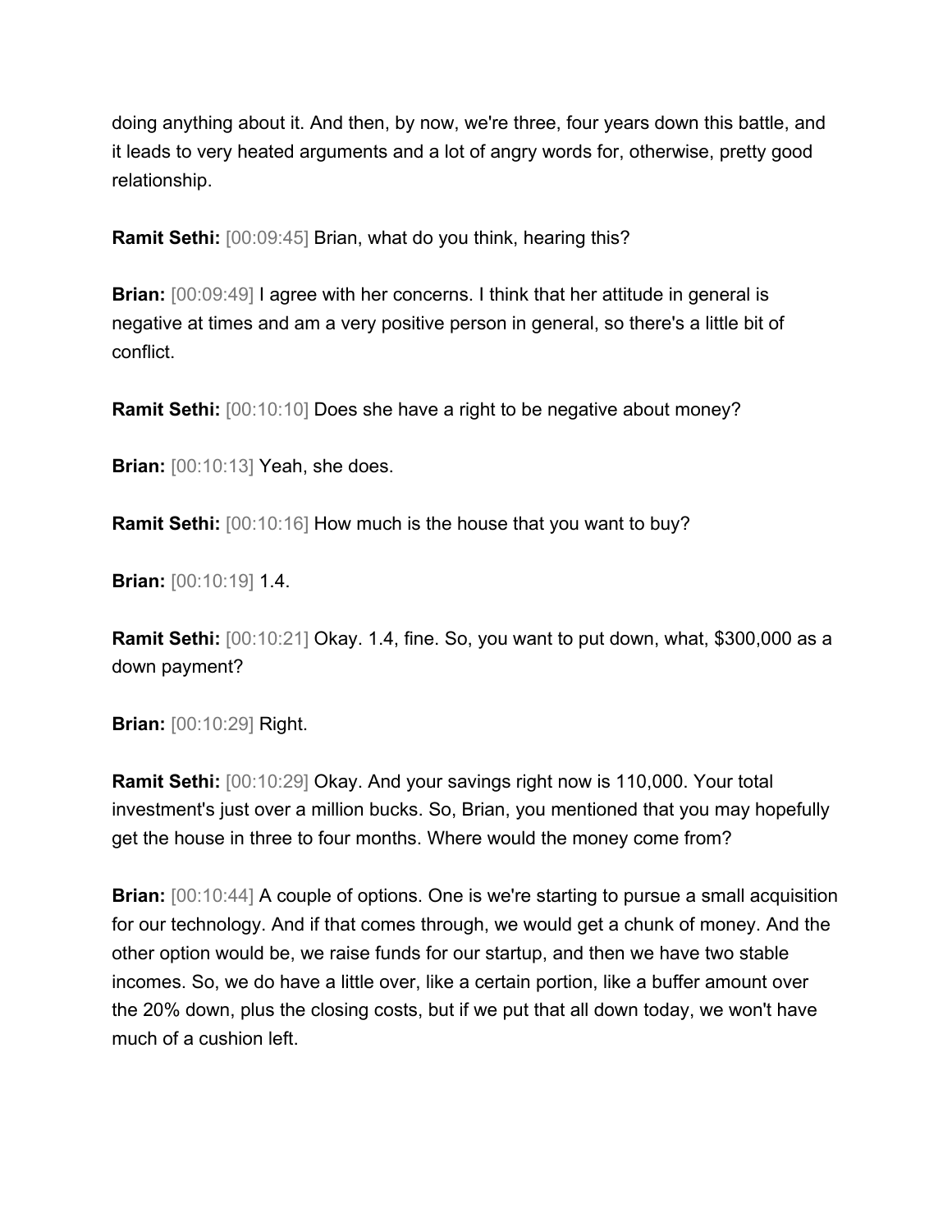doing anything about it. And then, by now, we're three, four years down this battle, and it leads to very heated arguments and a lot of angry words for, otherwise, pretty good relationship.

**Ramit Sethi:** [00:09:45] Brian, what do you think, hearing this?

**Brian:** [00:09:49] I agree with her concerns. I think that her attitude in general is negative at times and am a very positive person in general, so there's a little bit of conflict.

**Ramit Sethi:** [00:10:10] Does she have a right to be negative about money?

**Brian:** [00:10:13] Yeah, she does.

**Ramit Sethi:** [00:10:16] How much is the house that you want to buy?

**Brian:** [00:10:19] 1.4.

**Ramit Sethi:** [00:10:21] Okay. 1.4, fine. So, you want to put down, what, $300,000 as a down payment?

**Brian:** [00:10:29] Right.

**Ramit Sethi:** [00:10:29] Okay. And your savings right now is 110,000. Your total investment's just over a million bucks. So, Brian, you mentioned that you may hopefully get the house in three to four months. Where would the money come from?

**Brian:** [00:10:44] A couple of options. One is we're starting to pursue a small acquisition for our technology. And if that comes through, we would get a chunk of money. And the other option would be, we raise funds for our startup, and then we have two stable incomes. So, we do have a little over, like a certain portion, like a buffer amount over the 20% down, plus the closing costs, but if we put that all down today, we won't have much of a cushion left.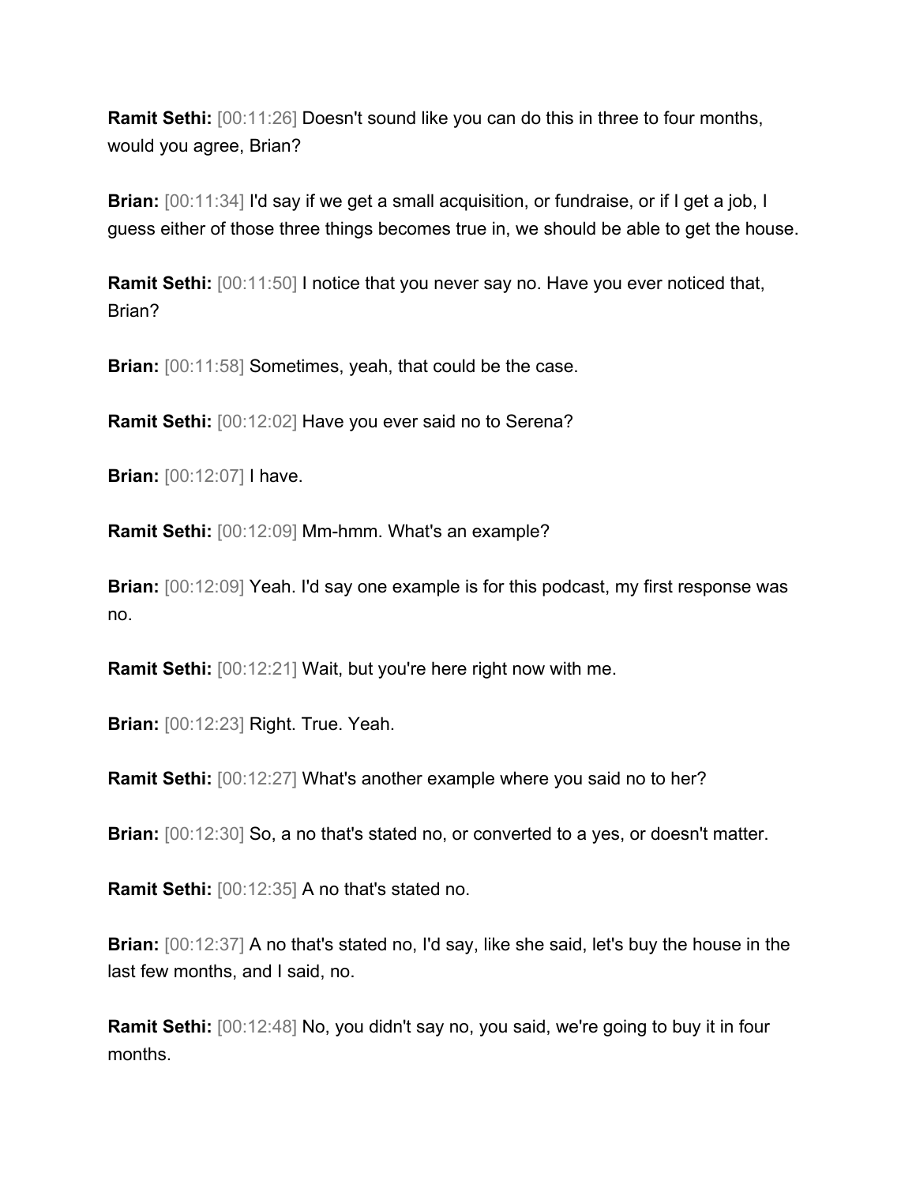**Ramit Sethi:** [00:11:26] Doesn't sound like you can do this in three to four months, would you agree, Brian?

**Brian:** [00:11:34] I'd say if we get a small acquisition, or fundraise, or if I get a job, I guess either of those three things becomes true in, we should be able to get the house.

**Ramit Sethi:** [00:11:50] I notice that you never say no. Have you ever noticed that, Brian?

**Brian:** [00:11:58] Sometimes, yeah, that could be the case.

**Ramit Sethi:** [00:12:02] Have you ever said no to Serena?

**Brian:** [00:12:07] I have.

**Ramit Sethi:** [00:12:09] Mm-hmm. What's an example?

**Brian:** [00:12:09] Yeah. I'd say one example is for this podcast, my first response was no.

**Ramit Sethi:** [00:12:21] Wait, but you're here right now with me.

**Brian:** [00:12:23] Right. True. Yeah.

**Ramit Sethi:** [00:12:27] What's another example where you said no to her?

**Brian:** [00:12:30] So, a no that's stated no, or converted to a yes, or doesn't matter.

**Ramit Sethi:** [00:12:35] A no that's stated no.

**Brian:** [00:12:37] A no that's stated no, I'd say, like she said, let's buy the house in the last few months, and I said, no.

**Ramit Sethi:** [00:12:48] No, you didn't say no, you said, we're going to buy it in four months.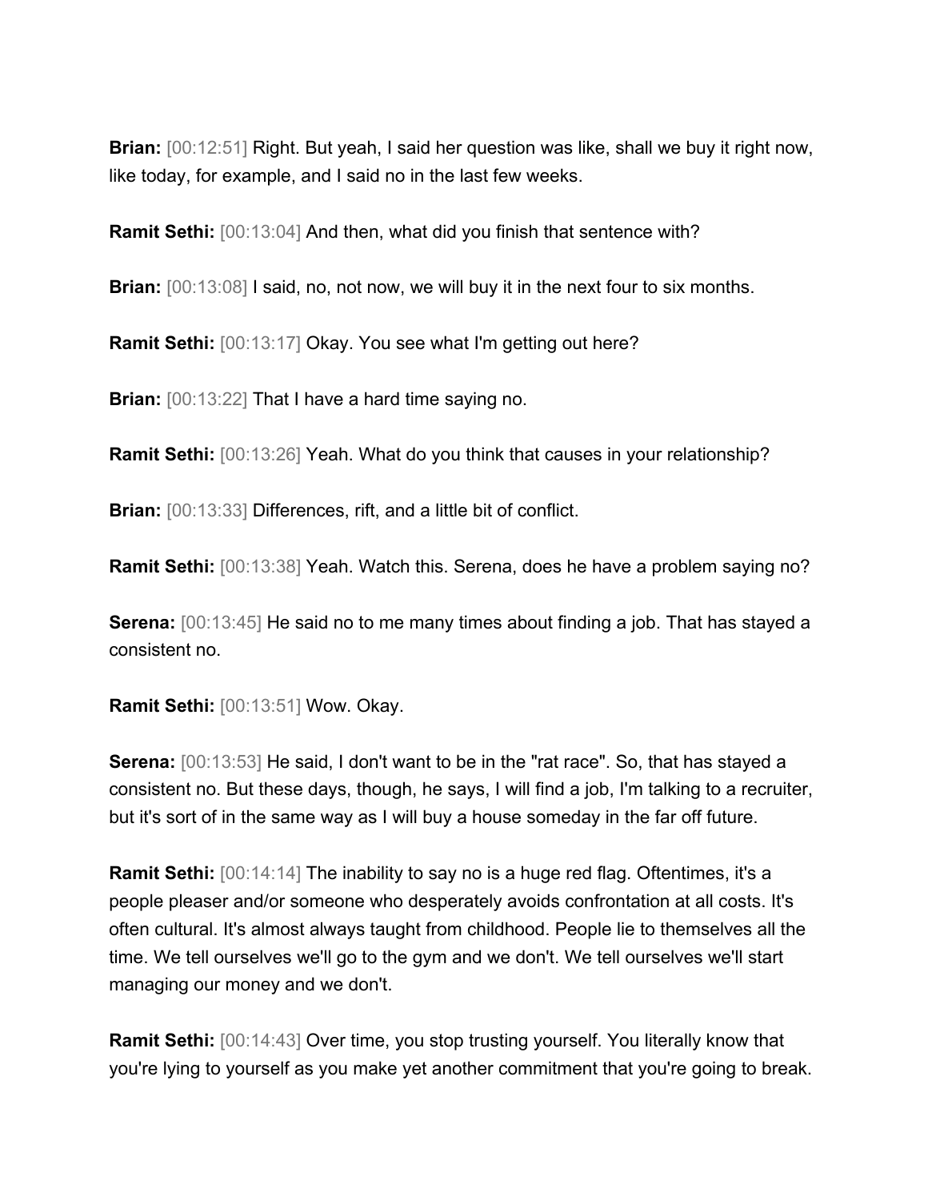**Brian:** [00:12:51] Right. But yeah, I said her question was like, shall we buy it right now, like today, for example, and I said no in the last few weeks.

**Ramit Sethi:** [00:13:04] And then, what did you finish that sentence with?

**Brian:** [00:13:08] I said, no, not now, we will buy it in the next four to six months.

**Ramit Sethi:** [00:13:17] Okay. You see what I'm getting out here?

**Brian:** [00:13:22] That I have a hard time saying no.

**Ramit Sethi:** [00:13:26] Yeah. What do you think that causes in your relationship?

**Brian:** [00:13:33] Differences, rift, and a little bit of conflict.

**Ramit Sethi:** [00:13:38] Yeah. Watch this. Serena, does he have a problem saying no?

**Serena:** [00:13:45] He said no to me many times about finding a job. That has stayed a consistent no.

**Ramit Sethi:** [00:13:51] Wow. Okay.

**Serena:** [00:13:53] He said, I don't want to be in the "rat race". So, that has stayed a consistent no. But these days, though, he says, I will find a job, I'm talking to a recruiter, but it's sort of in the same way as I will buy a house someday in the far off future.

**Ramit Sethi:** [00:14:14] The inability to say no is a huge red flag. Oftentimes, it's a people pleaser and/or someone who desperately avoids confrontation at all costs. It's often cultural. It's almost always taught from childhood. People lie to themselves all the time. We tell ourselves we'll go to the gym and we don't. We tell ourselves we'll start managing our money and we don't.

**Ramit Sethi:** [00:14:43] Over time, you stop trusting yourself. You literally know that you're lying to yourself as you make yet another commitment that you're going to break.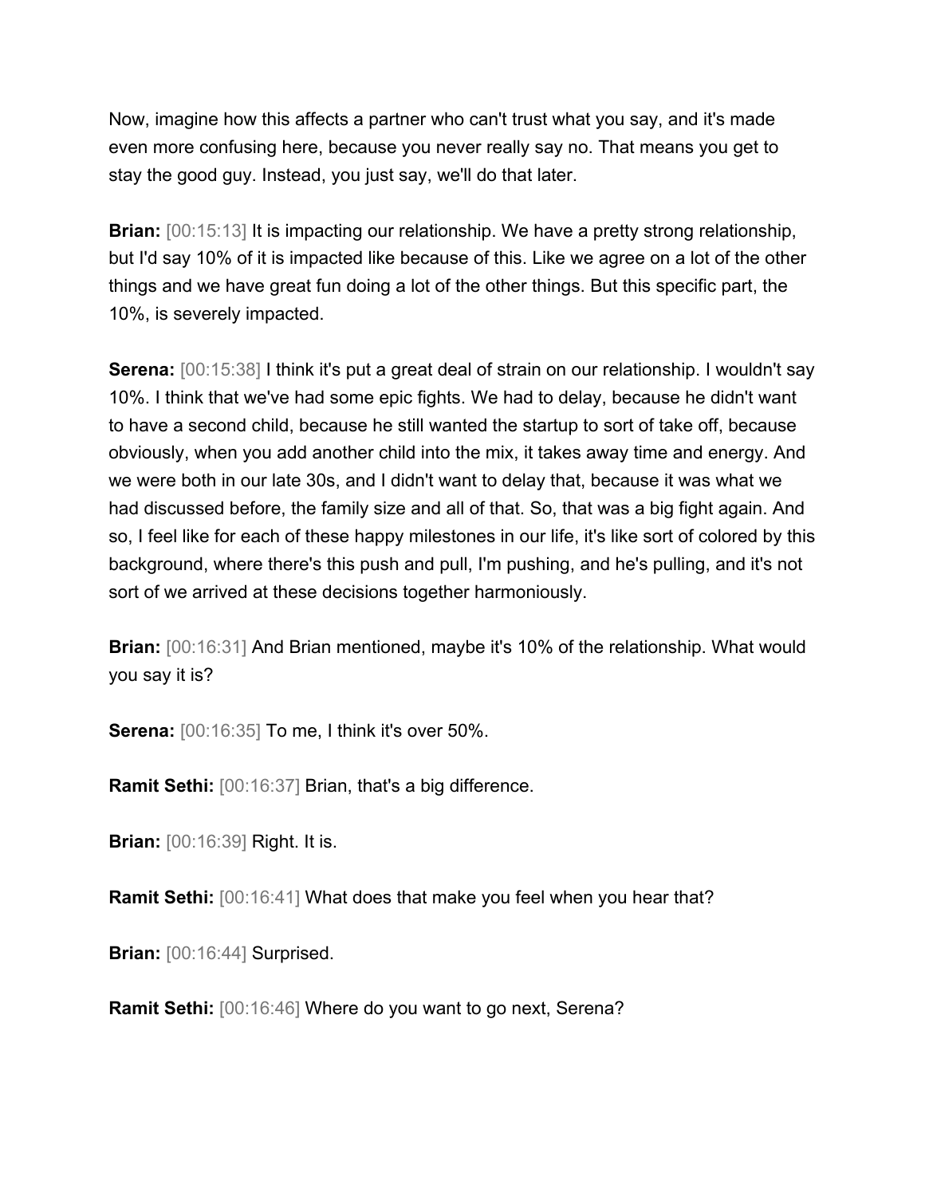Now, imagine how this affects a partner who can't trust what you say, and it's made even more confusing here, because you never really say no. That means you get to stay the good guy. Instead, you just say, we'll do that later.

**Brian:** [00:15:13] It is impacting our relationship. We have a pretty strong relationship, but I'd say 10% of it is impacted like because of this. Like we agree on a lot of the other things and we have great fun doing a lot of the other things. But this specific part, the 10%, is severely impacted.

**Serena:** [00:15:38] I think it's put a great deal of strain on our relationship. I wouldn't say 10%. I think that we've had some epic fights. We had to delay, because he didn't want to have a second child, because he still wanted the startup to sort of take off, because obviously, when you add another child into the mix, it takes away time and energy. And we were both in our late 30s, and I didn't want to delay that, because it was what we had discussed before, the family size and all of that. So, that was a big fight again. And so, I feel like for each of these happy milestones in our life, it's like sort of colored by this background, where there's this push and pull, I'm pushing, and he's pulling, and it's not sort of we arrived at these decisions together harmoniously.

**Brian:** [00:16:31] And Brian mentioned, maybe it's 10% of the relationship. What would you say it is?

**Serena:** [00:16:35] To me, I think it's over 50%.

**Ramit Sethi:** [00:16:37] Brian, that's a big difference.

**Brian:** [00:16:39] Right. It is.

**Ramit Sethi:** [00:16:41] What does that make you feel when you hear that?

**Brian:** [00:16:44] Surprised.

**Ramit Sethi:** [00:16:46] Where do you want to go next, Serena?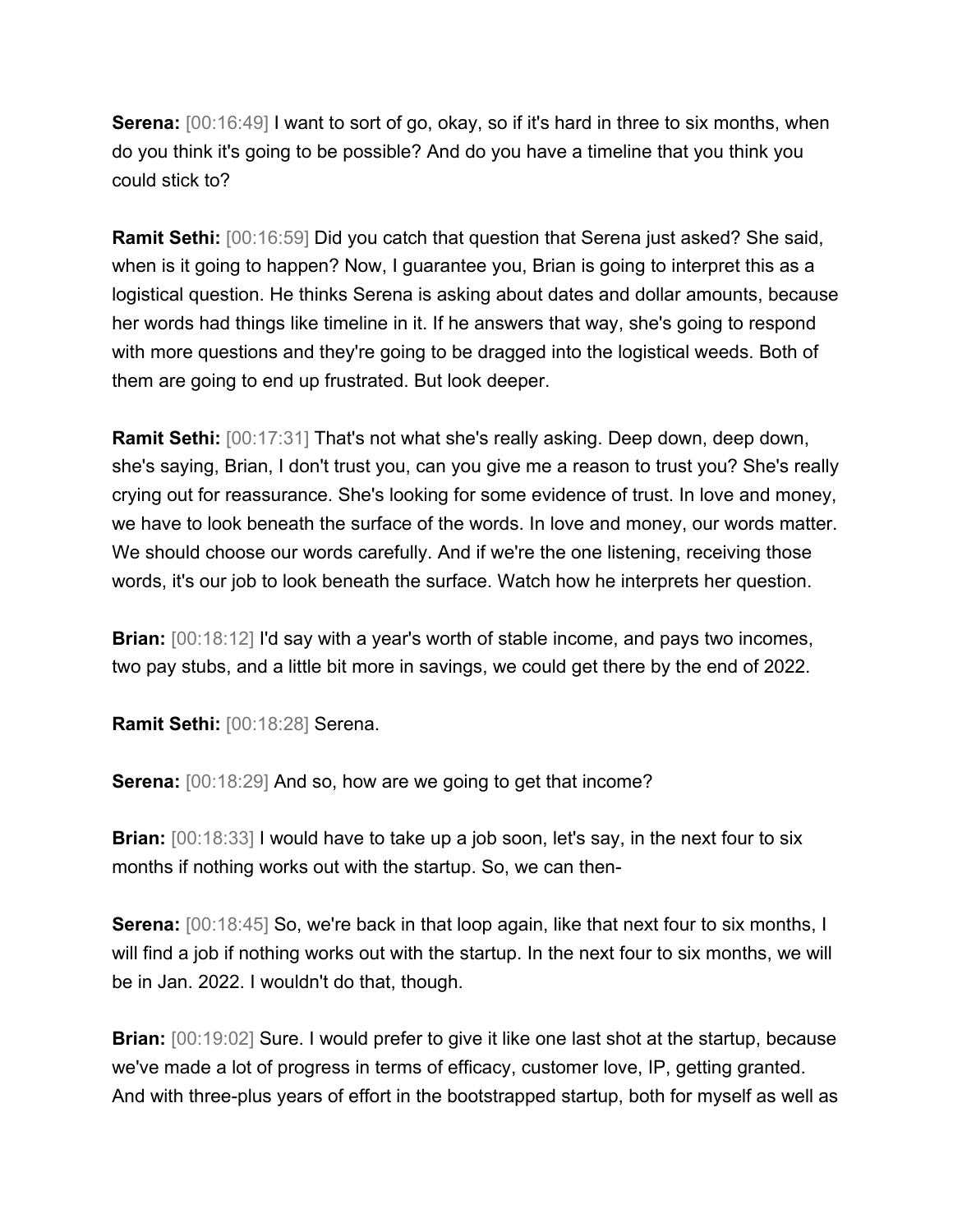**Serena:** [00:16:49] I want to sort of go, okay, so if it's hard in three to six months, when do you think it's going to be possible? And do you have a timeline that you think you could stick to?

**Ramit Sethi:** [00:16:59] Did you catch that question that Serena just asked? She said, when is it going to happen? Now, I guarantee you, Brian is going to interpret this as a logistical question. He thinks Serena is asking about dates and dollar amounts, because her words had things like timeline in it. If he answers that way, she's going to respond with more questions and they're going to be dragged into the logistical weeds. Both of them are going to end up frustrated. But look deeper.

**Ramit Sethi:** [00:17:31] That's not what she's really asking. Deep down, deep down, she's saying, Brian, I don't trust you, can you give me a reason to trust you? She's really crying out for reassurance. She's looking for some evidence of trust. In love and money, we have to look beneath the surface of the words. In love and money, our words matter. We should choose our words carefully. And if we're the one listening, receiving those words, it's our job to look beneath the surface. Watch how he interprets her question.

**Brian:** [00:18:12] I'd say with a year's worth of stable income, and pays two incomes, two pay stubs, and a little bit more in savings, we could get there by the end of 2022.

**Ramit Sethi:** [00:18:28] Serena.

**Serena:** [00:18:29] And so, how are we going to get that income?

**Brian:** [00:18:33] I would have to take up a job soon, let's say, in the next four to six months if nothing works out with the startup. So, we can then-

**Serena:** [00:18:45] So, we're back in that loop again, like that next four to six months, I will find a job if nothing works out with the startup. In the next four to six months, we will be in Jan. 2022. I wouldn't do that, though.

**Brian:** [00:19:02] Sure. I would prefer to give it like one last shot at the startup, because we've made a lot of progress in terms of efficacy, customer love, IP, getting granted. And with three-plus years of effort in the bootstrapped startup, both for myself as well as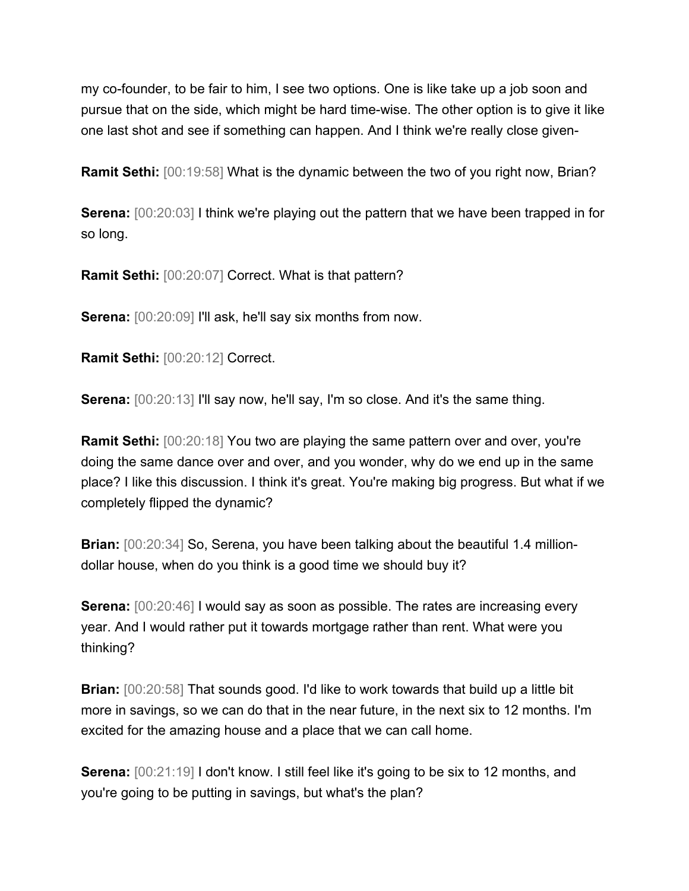my co-founder, to be fair to him, I see two options. One is like take up a job soon and pursue that on the side, which might be hard time-wise. The other option is to give it like one last shot and see if something can happen. And I think we're really close given-

**Ramit Sethi:** [00:19:58] What is the dynamic between the two of you right now, Brian?

**Serena:** [00:20:03] I think we're playing out the pattern that we have been trapped in for so long.

**Ramit Sethi:** [00:20:07] Correct. What is that pattern?

**Serena:** [00:20:09] I'll ask, he'll say six months from now.

**Ramit Sethi:** [00:20:12] Correct.

**Serena:** [00:20:13] I'll say now, he'll say, I'm so close. And it's the same thing.

**Ramit Sethi:** [00:20:18] You two are playing the same pattern over and over, you're doing the same dance over and over, and you wonder, why do we end up in the same place? I like this discussion. I think it's great. You're making big progress. But what if we completely flipped the dynamic?

**Brian:** [00:20:34] So, Serena, you have been talking about the beautiful 1.4 million-dollar house, when do you think is a good time we should buy it?

**Serena:** [00:20:46] I would say as soon as possible. The rates are increasing every year. And I would rather put it towards mortgage rather than rent. What were you thinking?

**Brian:** [00:20:58] That sounds good. I'd like to work towards that build up a little bit more in savings, so we can do that in the near future, in the next six to 12 months. I'm excited for the amazing house and a place that we can call home.

**Serena:** [00:21:19] I don't know. I still feel like it's going to be six to 12 months, and you're going to be putting in savings, but what's the plan?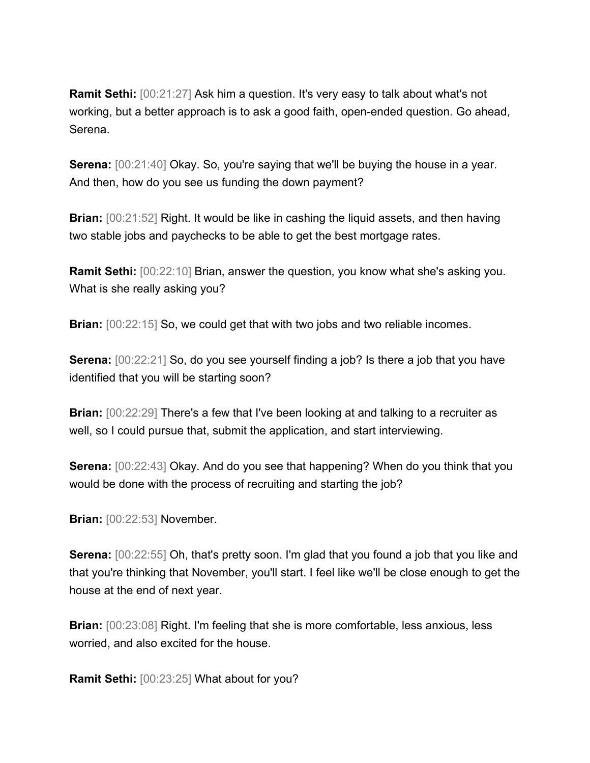**Ramit Sethi:** [00:21:27] Ask him a question. It's very easy to talk about what's not working, but a better approach is to ask a good faith, open-ended question. Go ahead, Serena.

**Serena:** [00:21:40] Okay. So, you're saying that we'll be buying the house in a year. And then, how do you see us funding the down payment?

**Brian:** [00:21:52] Right. It would be like in cashing the liquid assets, and then having two stable jobs and paychecks to be able to get the best mortgage rates.

**Ramit Sethi:** [00:22:10] Brian, answer the question, you know what she's asking you. What is she really asking you?

**Brian:** [00:22:15] So, we could get that with two jobs and two reliable incomes.

**Serena:** [00:22:21] So, do you see yourself finding a job? Is there a job that you have identified that you will be starting soon?

**Brian:** [00:22:29] There's a few that I've been looking at and talking to a recruiter as well, so I could pursue that, submit the application, and start interviewing.

**Serena:** [00:22:43] Okay. And do you see that happening? When do you think that you would be done with the process of recruiting and starting the job?

**Brian:** [00:22:53] November.

**Serena:** [00:22:55] Oh, that's pretty soon. I'm glad that you found a job that you like and that you're thinking that November, you'll start. I feel like we'll be close enough to get the house at the end of next year.

**Brian:** [00:23:08] Right. I'm feeling that she is more comfortable, less anxious, less worried, and also excited for the house.

**Ramit Sethi:** [00:23:25] What about for you?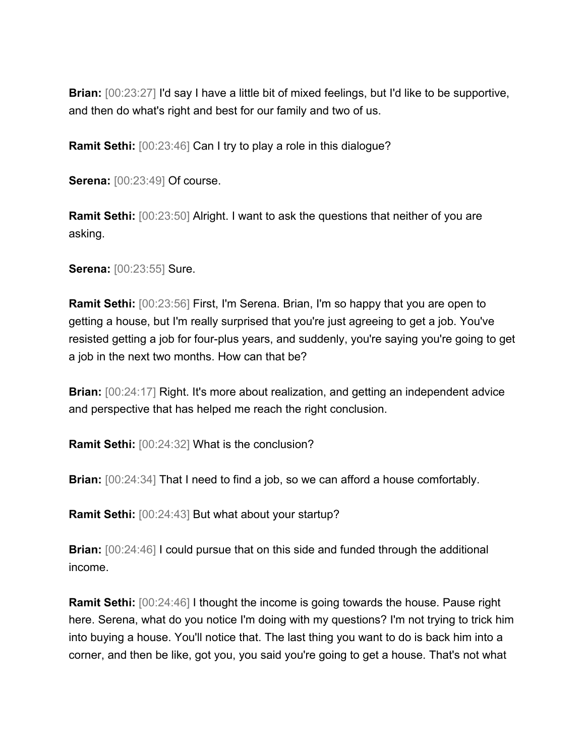**Brian:** [00:23:27] I'd say I have a little bit of mixed feelings, but I'd like to be supportive, and then do what's right and best for our family and two of us.

**Ramit Sethi:** [00:23:46] Can I try to play a role in this dialogue?

**Serena:** [00:23:49] Of course.

**Ramit Sethi:** [00:23:50] Alright. I want to ask the questions that neither of you are asking.

**Serena:** [00:23:55] Sure.

**Ramit Sethi:** [00:23:56] First, I'm Serena. Brian, I'm so happy that you are open to getting a house, but I'm really surprised that you're just agreeing to get a job. You've resisted getting a job for four-plus years, and suddenly, you're saying you're going to get a job in the next two months. How can that be?

**Brian:** [00:24:17] Right. It's more about realization, and getting an independent advice and perspective that has helped me reach the right conclusion.

**Ramit Sethi:** [00:24:32] What is the conclusion?

**Brian:** [00:24:34] That I need to find a job, so we can afford a house comfortably.

**Ramit Sethi:** [00:24:43] But what about your startup?

**Brian:** [00:24:46] I could pursue that on this side and funded through the additional income.

**Ramit Sethi:** [00:24:46] I thought the income is going towards the house. Pause right here. Serena, what do you notice I'm doing with my questions? I'm not trying to trick him into buying a house. You'll notice that. The last thing you want to do is back him into a corner, and then be like, got you, you said you're going to get a house. That's not what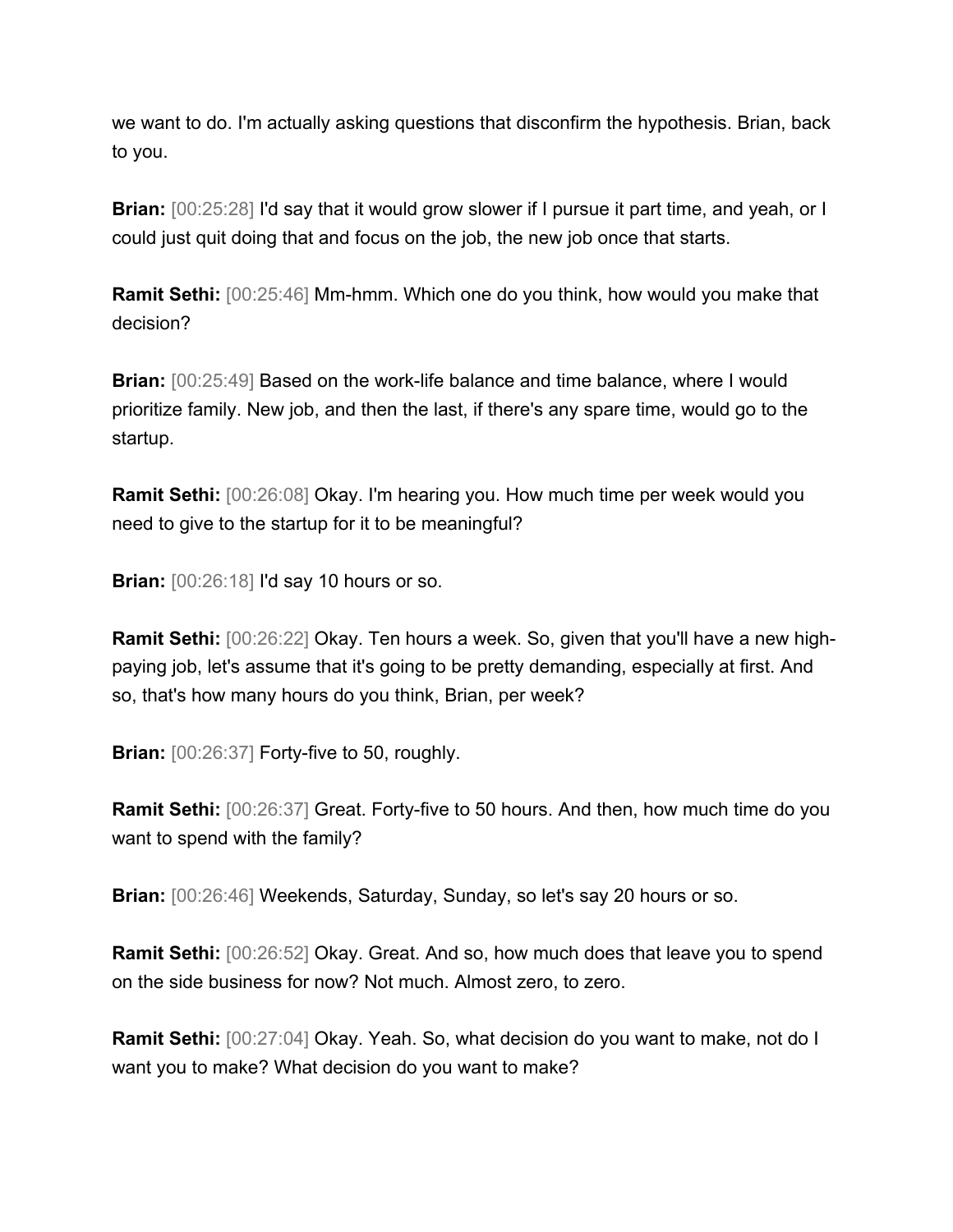we want to do. I'm actually asking questions that disconfirm the hypothesis. Brian, back to you.

**Brian:** [00:25:28] I'd say that it would grow slower if I pursue it part time, and yeah, or I could just quit doing that and focus on the job, the new job once that starts.

**Ramit Sethi:** [00:25:46] Mm-hmm. Which one do you think, how would you make that decision?

**Brian:** [00:25:49] Based on the work-life balance and time balance, where I would prioritize family. New job, and then the last, if there's any spare time, would go to the startup.

**Ramit Sethi:** [00:26:08] Okay. I'm hearing you. How much time per week would you need to give to the startup for it to be meaningful?

**Brian:** [00:26:18] I'd say 10 hours or so.

**Ramit Sethi:** [00:26:22] Okay. Ten hours a week. So, given that you'll have a new high-paying job, let's assume that it's going to be pretty demanding, especially at first. And so, that's how many hours do you think, Brian, per week?

**Brian:** [00:26:37] Forty-five to 50, roughly.

**Ramit Sethi:** [00:26:37] Great. Forty-five to 50 hours. And then, how much time do you want to spend with the family?

**Brian:** [00:26:46] Weekends, Saturday, Sunday, so let's say 20 hours or so.

**Ramit Sethi:** [00:26:52] Okay. Great. And so, how much does that leave you to spend on the side business for now? Not much. Almost zero, to zero.

**Ramit Sethi:** [00:27:04] Okay. Yeah. So, what decision do you want to make, not do I want you to make? What decision do you want to make?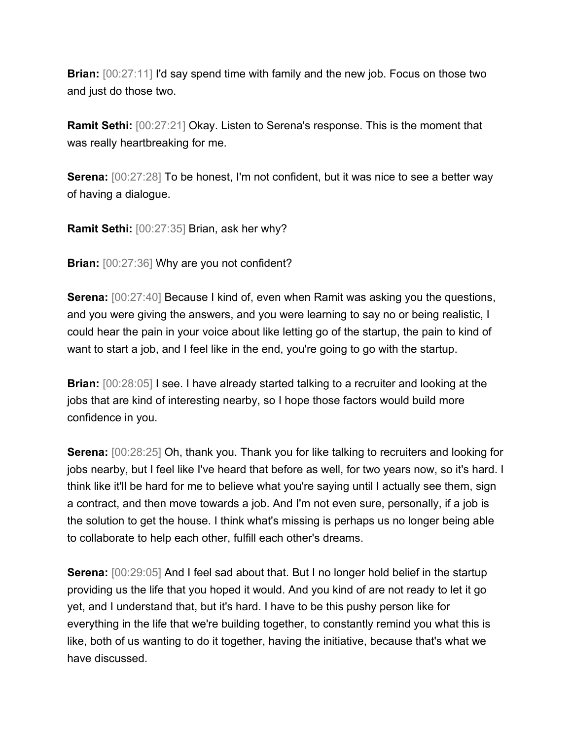**Brian:** [00:27:11] I'd say spend time with family and the new job. Focus on those two and just do those two.

**Ramit Sethi:** [00:27:21] Okay. Listen to Serena's response. This is the moment that was really heartbreaking for me.

**Serena:** [00:27:28] To be honest, I'm not confident, but it was nice to see a better way of having a dialogue.

**Ramit Sethi:** [00:27:35] Brian, ask her why?

**Brian:** [00:27:36] Why are you not confident?

**Serena:** [00:27:40] Because I kind of, even when Ramit was asking you the questions, and you were giving the answers, and you were learning to say no or being realistic, I could hear the pain in your voice about like letting go of the startup, the pain to kind of want to start a job, and I feel like in the end, you're going to go with the startup.

**Brian:** [00:28:05] I see. I have already started talking to a recruiter and looking at the jobs that are kind of interesting nearby, so I hope those factors would build more confidence in you.

**Serena:** [00:28:25] Oh, thank you. Thank you for like talking to recruiters and looking for jobs nearby, but I feel like I've heard that before as well, for two years now, so it's hard. I think like it'll be hard for me to believe what you're saying until I actually see them, sign a contract, and then move towards a job. And I'm not even sure, personally, if a job is the solution to get the house. I think what's missing is perhaps us no longer being able to collaborate to help each other, fulfill each other's dreams.

**Serena:** [00:29:05] And I feel sad about that. But I no longer hold belief in the startup providing us the life that you hoped it would. And you kind of are not ready to let it go yet, and I understand that, but it's hard. I have to be this pushy person like for everything in the life that we're building together, to constantly remind you what this is like, both of us wanting to do it together, having the initiative, because that's what we have discussed.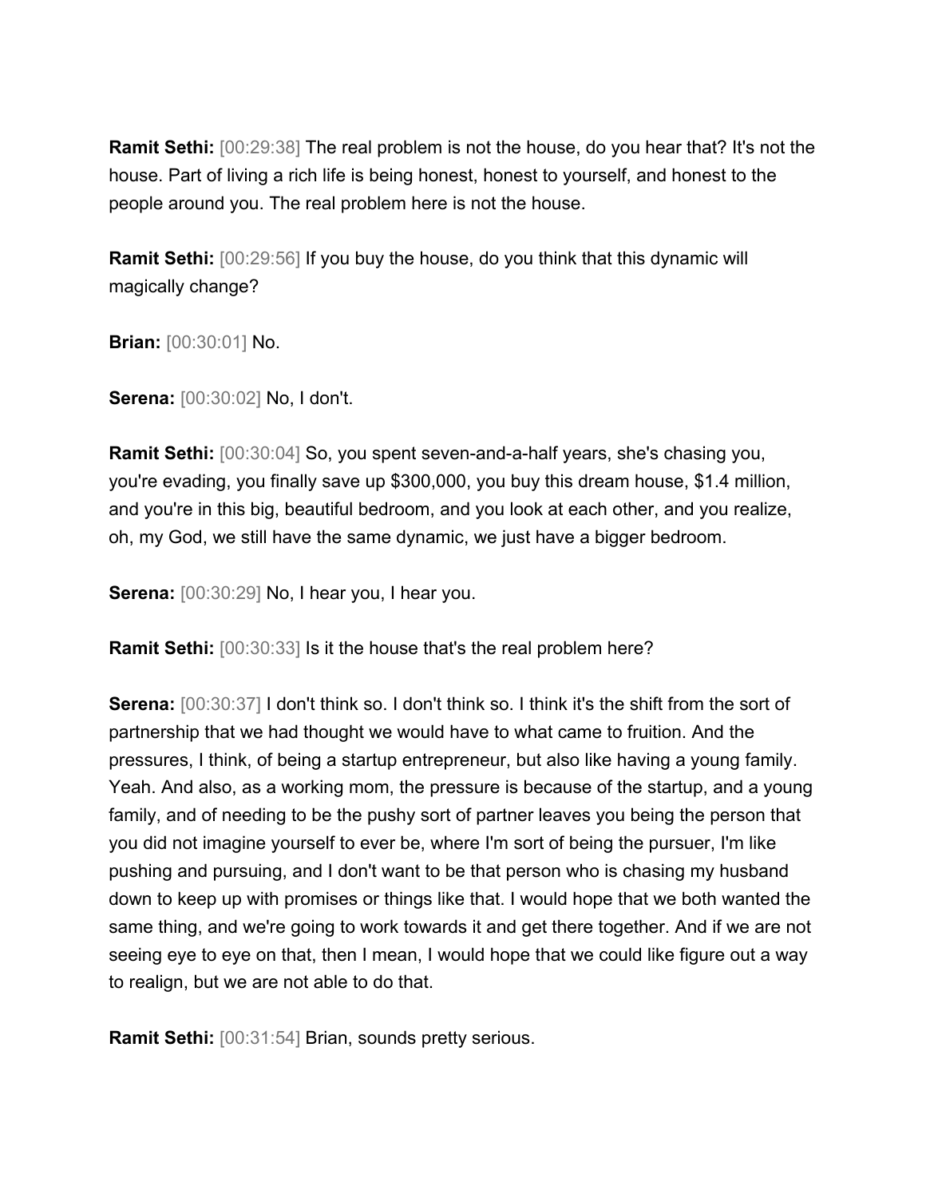**Ramit Sethi:** [00:29:38] The real problem is not the house, do you hear that? It's not the house. Part of living a rich life is being honest, honest to yourself, and honest to the people around you. The real problem here is not the house.

**Ramit Sethi:** [00:29:56] If you buy the house, do you think that this dynamic will magically change?

**Brian:** [00:30:01] No.

**Serena:** [00:30:02] No, I don't.

**Ramit Sethi:** [00:30:04] So, you spent seven-and-a-half years, she's chasing you, you're evading, you finally save up $300,000, you buy this dream house, $1.4 million, and you're in this big, beautiful bedroom, and you look at each other, and you realize, oh, my God, we still have the same dynamic, we just have a bigger bedroom.

**Serena:** [00:30:29] No, I hear you, I hear you.

**Ramit Sethi:** [00:30:33] Is it the house that's the real problem here?

**Serena:** [00:30:37] I don't think so. I don't think so. I think it's the shift from the sort of partnership that we had thought we would have to what came to fruition. And the pressures, I think, of being a startup entrepreneur, but also like having a young family. Yeah. And also, as a working mom, the pressure is because of the startup, and a young family, and of needing to be the pushy sort of partner leaves you being the person that you did not imagine yourself to ever be, where I'm sort of being the pursuer, I'm like pushing and pursuing, and I don't want to be that person who is chasing my husband down to keep up with promises or things like that. I would hope that we both wanted the same thing, and we're going to work towards it and get there together. And if we are not seeing eye to eye on that, then I mean, I would hope that we could like figure out a way to realign, but we are not able to do that.

**Ramit Sethi:** [00:31:54] Brian, sounds pretty serious.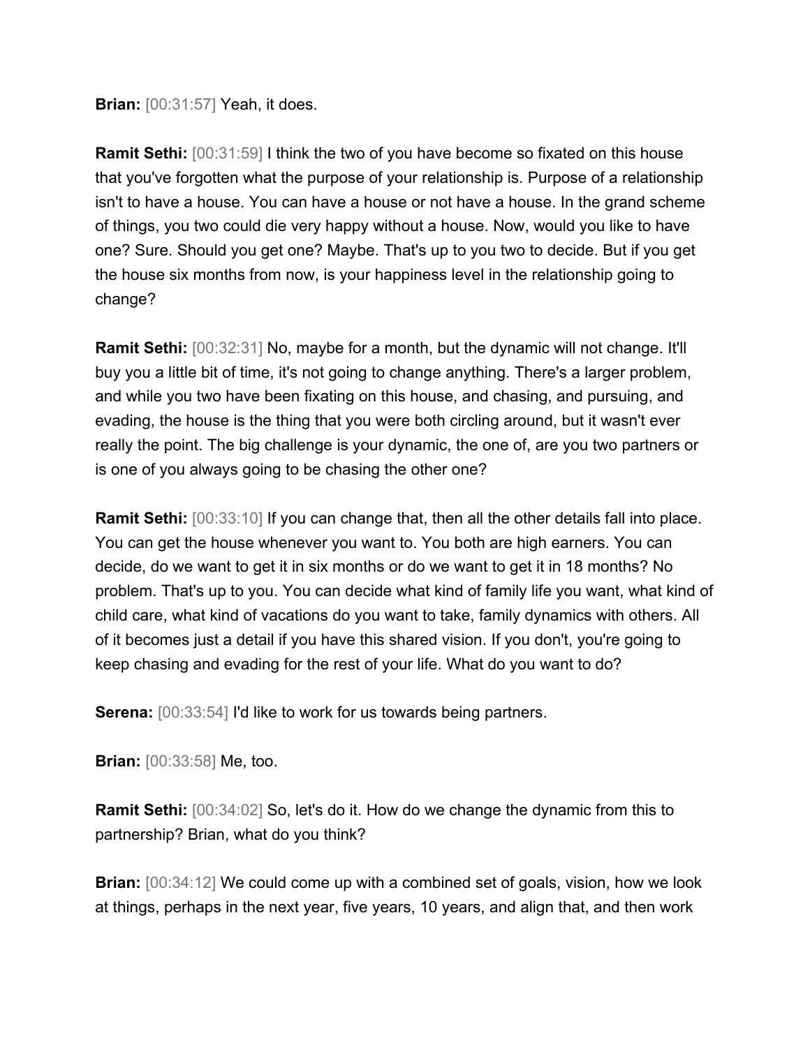**Brian:** [00:31:57] Yeah, it does.

**Ramit Sethi:** [00:31:59] I think the two of you have become so fixated on this house that you've forgotten what the purpose of your relationship is. Purpose of a relationship isn't to have a house. You can have a house or not have a house. In the grand scheme of things, you two could die very happy without a house. Now, would you like to have one? Sure. Should you get one? Maybe. That's up to you two to decide. But if you get the house six months from now, is your happiness level in the relationship going to change?

**Ramit Sethi:** [00:32:31] No, maybe for a month, but the dynamic will not change. It'll buy you a little bit of time, it's not going to change anything. There's a larger problem, and while you two have been fixating on this house, and chasing, and pursuing, and evading, the house is the thing that you were both circling around, but it wasn't ever really the point. The big challenge is your dynamic, the one of, are you two partners or is one of you always going to be chasing the other one?

**Ramit Sethi:** [00:33:10] If you can change that, then all the other details fall into place. You can get the house whenever you want to. You both are high earners. You can decide, do we want to get it in six months or do we want to get it in 18 months? No problem. That's up to you. You can decide what kind of family life you want, what kind of child care, what kind of vacations do you want to take, family dynamics with others. All of it becomes just a detail if you have this shared vision. If you don't, you're going to keep chasing and evading for the rest of your life. What do you want to do?

**Serena:** [00:33:54] I'd like to work for us towards being partners.

**Brian:** [00:33:58] Me, too.

**Ramit Sethi:** [00:34:02] So, let's do it. How do we change the dynamic from this to partnership? Brian, what do you think?

**Brian:** [00:34:12] We could come up with a combined set of goals, vision, how we look at things, perhaps in the next year, five years, 10 years, and align that, and then work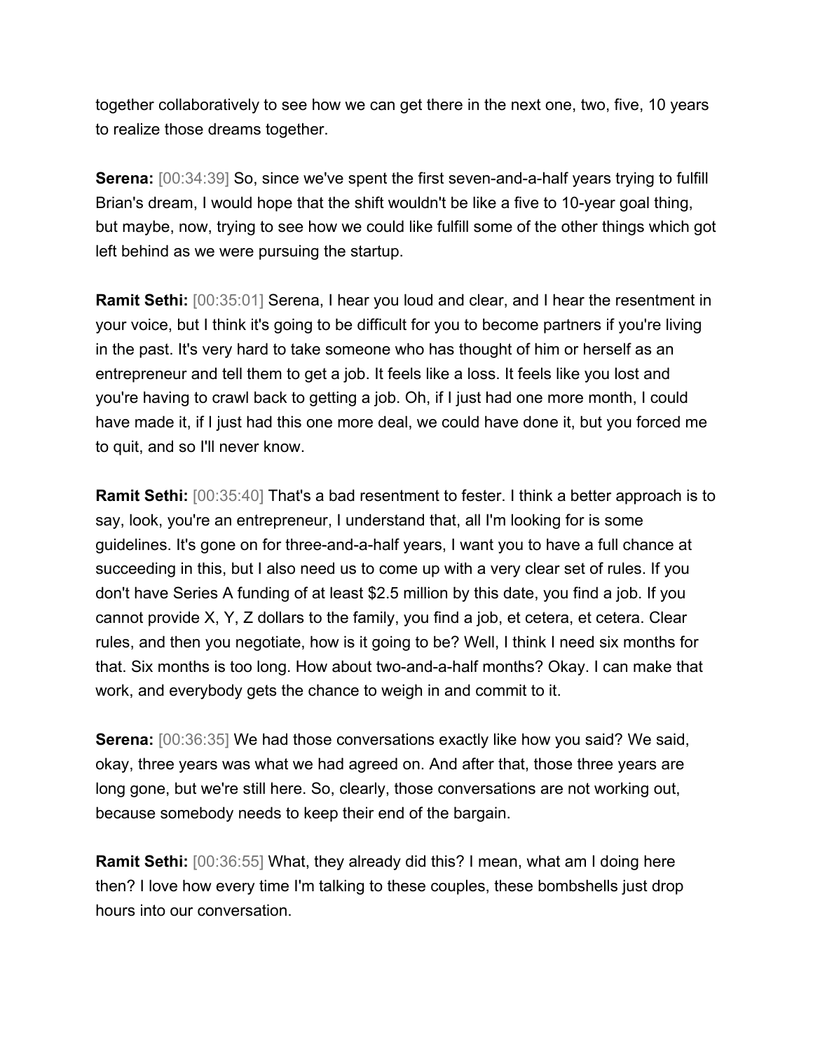together collaboratively to see how we can get there in the next one, two, five, 10 years to realize those dreams together.

**Serena:** [00:34:39] So, since we've spent the first seven-and-a-half years trying to fulfill Brian's dream, I would hope that the shift wouldn't be like a five to 10-year goal thing, but maybe, now, trying to see how we could like fulfill some of the other things which got left behind as we were pursuing the startup.

**Ramit Sethi:** [00:35:01] Serena, I hear you loud and clear, and I hear the resentment in your voice, but I think it's going to be difficult for you to become partners if you're living in the past. It's very hard to take someone who has thought of him or herself as an entrepreneur and tell them to get a job. It feels like a loss. It feels like you lost and you're having to crawl back to getting a job. Oh, if I just had one more month, I could have made it, if I just had this one more deal, we could have done it, but you forced me to quit, and so I'll never know.

**Ramit Sethi:** [00:35:40] That's a bad resentment to fester. I think a better approach is to say, look, you're an entrepreneur, I understand that, all I'm looking for is some guidelines. It's gone on for three-and-a-half years, I want you to have a full chance at succeeding in this, but I also need us to come up with a very clear set of rules. If you don't have Series A funding of at least $2.5 million by this date, you find a job. If you cannot provide X, Y, Z dollars to the family, you find a job, et cetera, et cetera. Clear rules, and then you negotiate, how is it going to be? Well, I think I need six months for that. Six months is too long. How about two-and-a-half months? Okay. I can make that work, and everybody gets the chance to weigh in and commit to it.

**Serena:** [00:36:35] We had those conversations exactly like how you said? We said, okay, three years was what we had agreed on. And after that, those three years are long gone, but we're still here. So, clearly, those conversations are not working out, because somebody needs to keep their end of the bargain.

**Ramit Sethi:** [00:36:55] What, they already did this? I mean, what am I doing here then? I love how every time I'm talking to these couples, these bombshells just drop hours into our conversation.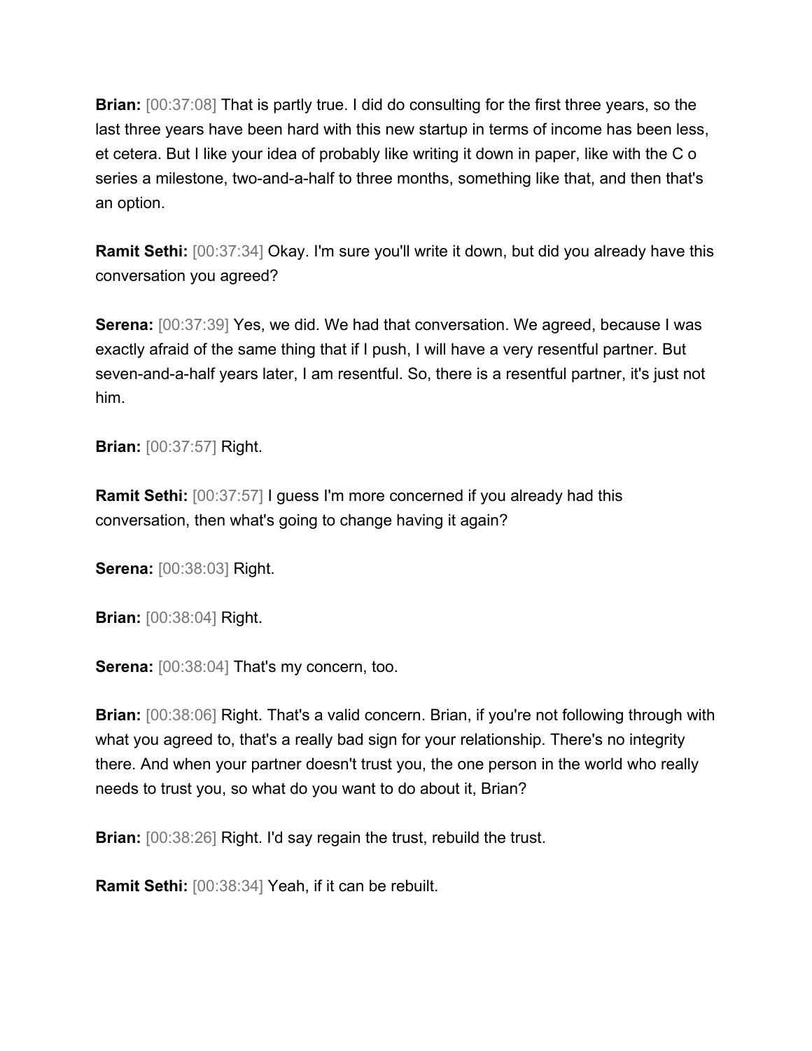**Brian:** [00:37:08] That is partly true. I did do consulting for the first three years, so the last three years have been hard with this new startup in terms of income has been less, et cetera. But I like your idea of probably like writing it down in paper, like with the C o series a milestone, two-and-a-half to three months, something like that, and then that's an option.

**Ramit Sethi:** [00:37:34] Okay. I'm sure you'll write it down, but did you already have this conversation you agreed?

**Serena:** [00:37:39] Yes, we did. We had that conversation. We agreed, because I was exactly afraid of the same thing that if I push, I will have a very resentful partner. But seven-and-a-half years later, I am resentful. So, there is a resentful partner, it's just not him.

**Brian:** [00:37:57] Right.

**Ramit Sethi:** [00:37:57] I guess I'm more concerned if you already had this conversation, then what's going to change having it again?

**Serena:** [00:38:03] Right.

**Brian:** [00:38:04] Right.

**Serena:** [00:38:04] That's my concern, too.

**Brian:** [00:38:06] Right. That's a valid concern. Brian, if you're not following through with what you agreed to, that's a really bad sign for your relationship. There's no integrity there. And when your partner doesn't trust you, the one person in the world who really needs to trust you, so what do you want to do about it, Brian?

**Brian:** [00:38:26] Right. I'd say regain the trust, rebuild the trust.

**Ramit Sethi:** [00:38:34] Yeah, if it can be rebuilt.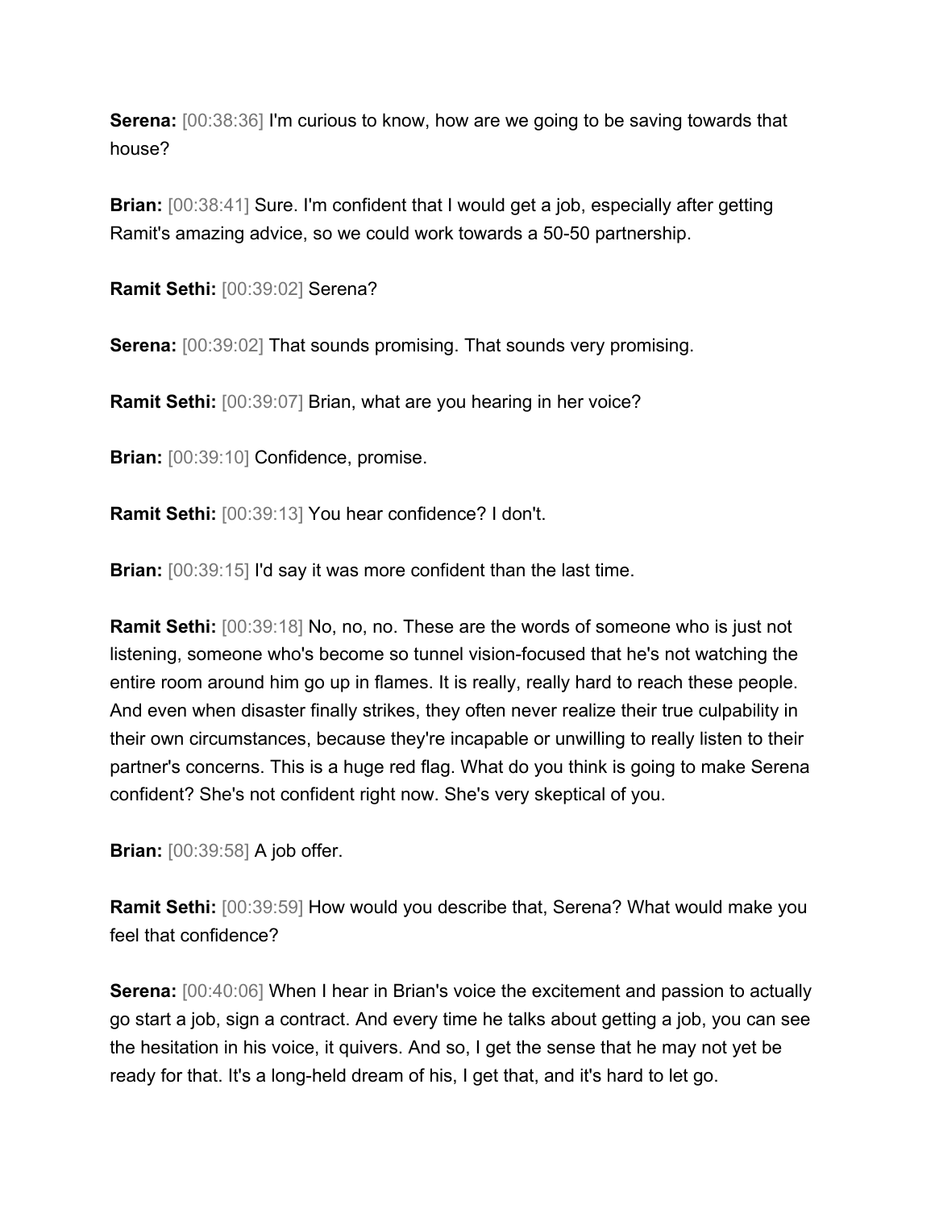**Serena:** [00:38:36] I'm curious to know, how are we going to be saving towards that house?

**Brian:** [00:38:41] Sure. I'm confident that I would get a job, especially after getting Ramit's amazing advice, so we could work towards a 50-50 partnership.

**Ramit Sethi:** [00:39:02] Serena?

**Serena:** [00:39:02] That sounds promising. That sounds very promising.

**Ramit Sethi:** [00:39:07] Brian, what are you hearing in her voice?

**Brian:** [00:39:10] Confidence, promise.

**Ramit Sethi:** [00:39:13] You hear confidence? I don't.

**Brian:** [00:39:15] I'd say it was more confident than the last time.

**Ramit Sethi:** [00:39:18] No, no, no. These are the words of someone who is just not listening, someone who's become so tunnel vision-focused that he's not watching the entire room around him go up in flames. It is really, really hard to reach these people. And even when disaster finally strikes, they often never realize their true culpability in their own circumstances, because they're incapable or unwilling to really listen to their partner's concerns. This is a huge red flag. What do you think is going to make Serena confident? She's not confident right now. She's very skeptical of you.

**Brian:** [00:39:58] A job offer.

**Ramit Sethi:** [00:39:59] How would you describe that, Serena? What would make you feel that confidence?

**Serena:** [00:40:06] When I hear in Brian's voice the excitement and passion to actually go start a job, sign a contract. And every time he talks about getting a job, you can see the hesitation in his voice, it quivers. And so, I get the sense that he may not yet be ready for that. It's a long-held dream of his, I get that, and it's hard to let go.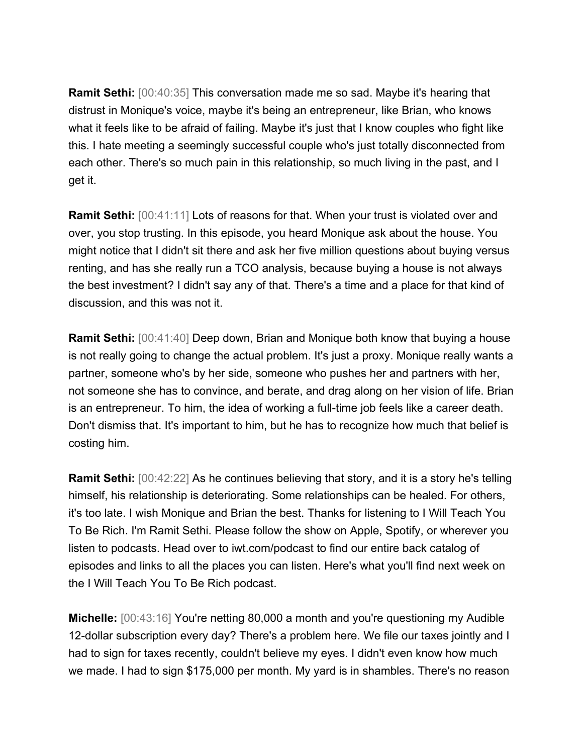**Ramit Sethi:** [00:40:35] This conversation made me so sad. Maybe it's hearing that distrust in Monique's voice, maybe it's being an entrepreneur, like Brian, who knows what it feels like to be afraid of failing. Maybe it's just that I know couples who fight like this. I hate meeting a seemingly successful couple who's just totally disconnected from each other. There's so much pain in this relationship, so much living in the past, and I get it.

**Ramit Sethi:** [00:41:11] Lots of reasons for that. When your trust is violated over and over, you stop trusting. In this episode, you heard Monique ask about the house. You might notice that I didn't sit there and ask her five million questions about buying versus renting, and has she really run a TCO analysis, because buying a house is not always the best investment? I didn't say any of that. There's a time and a place for that kind of discussion, and this was not it.

**Ramit Sethi:** [00:41:40] Deep down, Brian and Monique both know that buying a house is not really going to change the actual problem. It's just a proxy. Monique really wants a partner, someone who's by her side, someone who pushes her and partners with her, not someone she has to convince, and berate, and drag along on her vision of life. Brian is an entrepreneur. To him, the idea of working a full-time job feels like a career death. Don't dismiss that. It's important to him, but he has to recognize how much that belief is costing him.

**Ramit Sethi:** [00:42:22] As he continues believing that story, and it is a story he's telling himself, his relationship is deteriorating. Some relationships can be healed. For others, it's too late. I wish Monique and Brian the best. Thanks for listening to I Will Teach You To Be Rich. I'm Ramit Sethi. Please follow the show on Apple, Spotify, or wherever you listen to podcasts. Head over to iwt.com/podcast to find our entire back catalog of episodes and links to all the places you can listen. Here's what you'll find next week on the I Will Teach You To Be Rich podcast.

**Michelle:** [00:43:16] You're netting 80,000 a month and you're questioning my Audible 12-dollar subscription every day? There's a problem here. We file our taxes jointly and I had to sign for taxes recently, couldn't believe my eyes. I didn't even know how much we made. I had to sign $175,000 per month. My yard is in shambles. There's no reason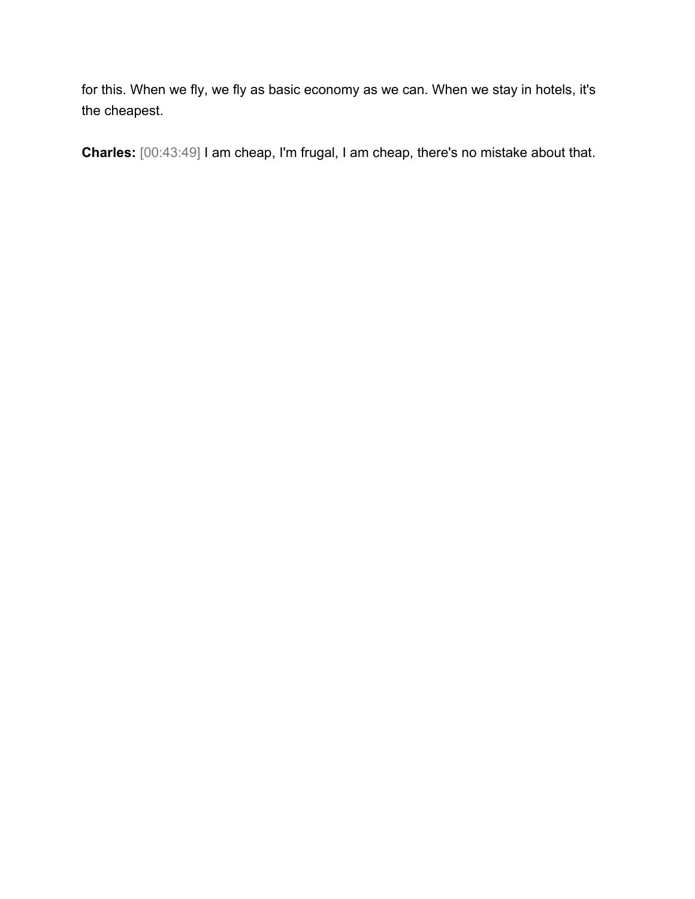for this. When we fly, we fly as basic economy as we can. When we stay in hotels, it's the cheapest.

**Charles:** [00:43:49] I am cheap, I'm frugal, I am cheap, there's no mistake about that.